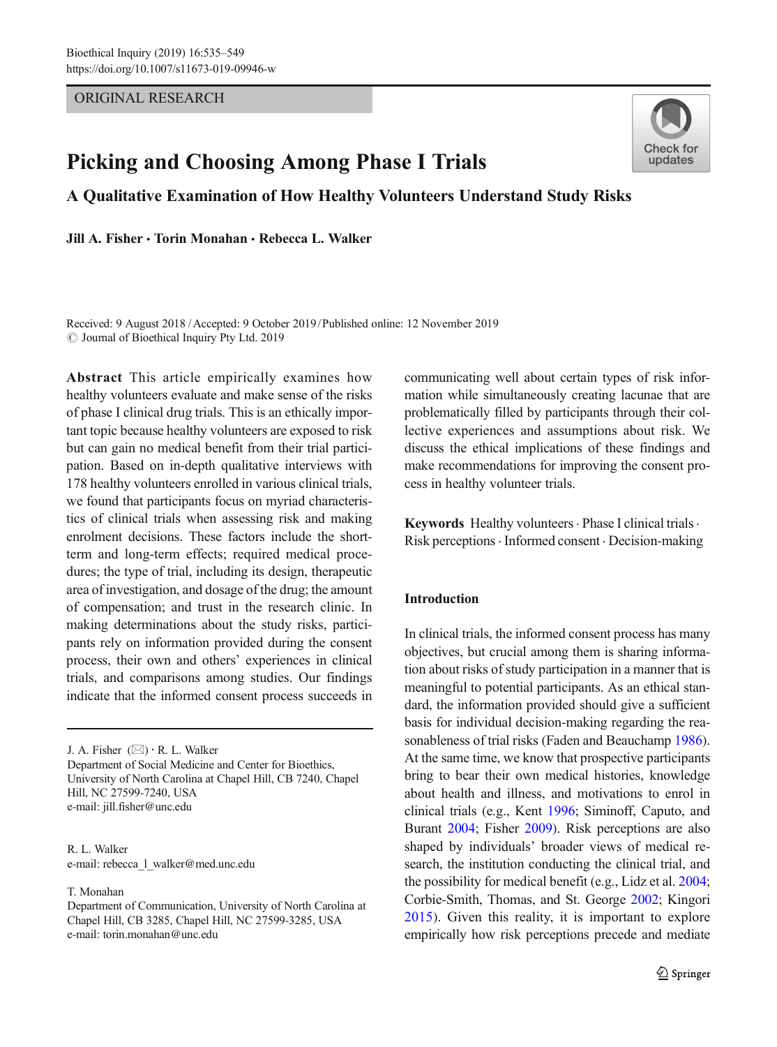ORIGINAL RESEARCH

# Picking and Choosing Among Phase I Trials

## A Qualitative Examination of How Healthy Volunteers Understand Study Risks

**Jill A. Fisher · Torin Monahan · Rebecca L. Walker**

Received: 9 August 2018 / Accepted: 9 October 2019 / Published online: 12 November 2019
© Journal of Bioethical Inquiry Pty Ltd. 2019

**Abstract** This article empirically examines how healthy volunteers evaluate and make sense of the risks of phase I clinical drug trials. This is an ethically important topic because healthy volunteers are exposed to risk but can gain no medical benefit from their trial participation. Based on in-depth qualitative interviews with 178 healthy volunteers enrolled in various clinical trials, we found that participants focus on myriad characteristics of clinical trials when assessing risk and making enrolment decisions. These factors include the short-term and long-term effects; required medical procedures; the type of trial, including its design, therapeutic area of investigation, and dosage of the drug; the amount of compensation; and trust in the research clinic. In making determinations about the study risks, participants rely on information provided during the consent process, their own and others' experiences in clinical trials, and comparisons among studies. Our findings indicate that the informed consent process succeeds in communicating well about certain types of risk information while simultaneously creating lacunae that are problematically filled by participants through their collective experiences and assumptions about risk. We discuss the ethical implications of these findings and make recommendations for improving the consent process in healthy volunteer trials.

**Keywords** Healthy volunteers · Phase I clinical trials · Risk perceptions · Informed consent · Decision-making

J. A. Fisher (✉) · R. L. Walker
Department of Social Medicine and Center for Bioethics, University of North Carolina at Chapel Hill, CB 7240, Chapel Hill, NC 27599-7240, USA
e-mail: jill.fisher@unc.edu

R. L. Walker
e-mail: rebecca_l_walker@med.unc.edu

T. Monahan
Department of Communication, University of North Carolina at Chapel Hill, CB 3285, Chapel Hill, NC 27599-3285, USA
e-mail: torin.monahan@unc.edu

## Introduction

In clinical trials, the informed consent process has many objectives, but crucial among them is sharing information about risks of study participation in a manner that is meaningful to potential participants. As an ethical standard, the information provided should give a sufficient basis for individual decision-making regarding the reasonableness of trial risks (Faden and Beauchamp 1986). At the same time, we know that prospective participants bring to bear their own medical histories, knowledge about health and illness, and motivations to enrol in clinical trials (e.g., Kent 1996; Siminoff, Caputo, and Burant 2004; Fisher 2009). Risk perceptions are also shaped by individuals' broader views of medical research, the institution conducting the clinical trial, and the possibility for medical benefit (e.g., Lidz et al. 2004; Corbie-Smith, Thomas, and St. George 2002; Kingori 2015). Given this reality, it is important to explore empirically how risk perceptions precede and mediate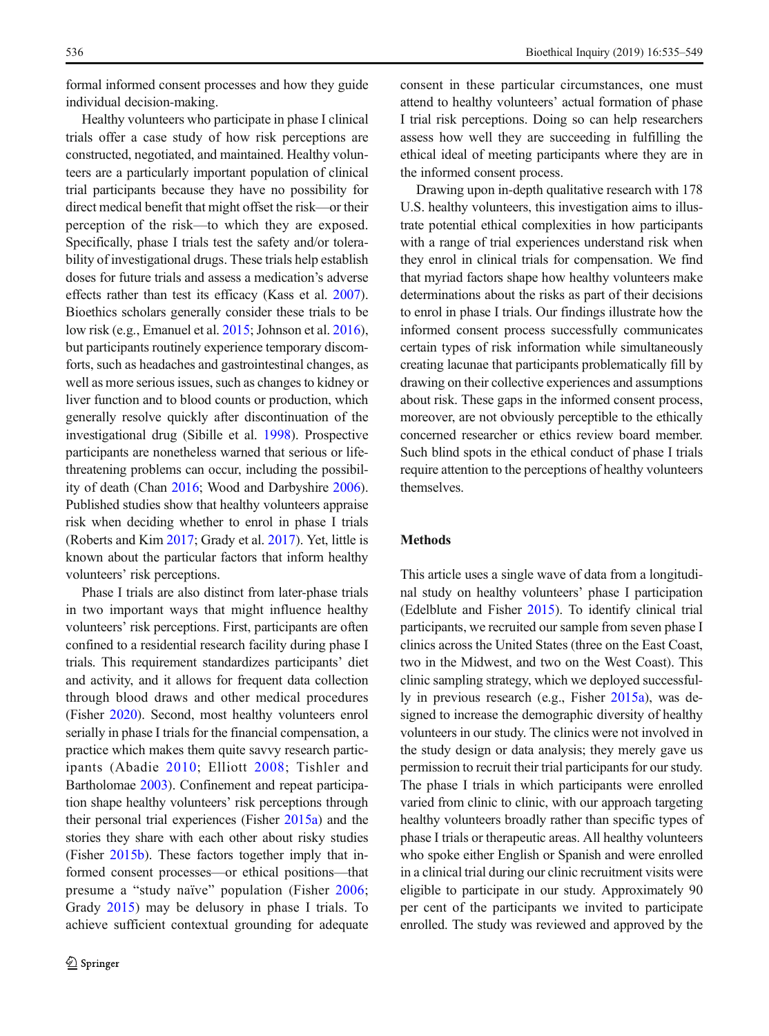formal informed consent processes and how they guide individual decision-making.

Healthy volunteers who participate in phase I clinical trials offer a case study of how risk perceptions are constructed, negotiated, and maintained. Healthy volunteers are a particularly important population of clinical trial participants because they have no possibility for direct medical benefit that might offset the risk—or their perception of the risk—to which they are exposed. Specifically, phase I trials test the safety and/or tolerability of investigational drugs. These trials help establish doses for future trials and assess a medication's adverse effects rather than test its efficacy (Kass et al. 2007). Bioethics scholars generally consider these trials to be low risk (e.g., Emanuel et al. 2015; Johnson et al. 2016), but participants routinely experience temporary discomforts, such as headaches and gastrointestinal changes, as well as more serious issues, such as changes to kidney or liver function and to blood counts or production, which generally resolve quickly after discontinuation of the investigational drug (Sibille et al. 1998). Prospective participants are nonetheless warned that serious or life-threatening problems can occur, including the possibility of death (Chan 2016; Wood and Darbyshire 2006). Published studies show that healthy volunteers appraise risk when deciding whether to enrol in phase I trials (Roberts and Kim 2017; Grady et al. 2017). Yet, little is known about the particular factors that inform healthy volunteers' risk perceptions.

Phase I trials are also distinct from later-phase trials in two important ways that might influence healthy volunteers' risk perceptions. First, participants are often confined to a residential research facility during phase I trials. This requirement standardizes participants' diet and activity, and it allows for frequent data collection through blood draws and other medical procedures (Fisher 2020). Second, most healthy volunteers enrol serially in phase I trials for the financial compensation, a practice which makes them quite savvy research participants (Abadie 2010; Elliott 2008; Tishler and Bartholomae 2003). Confinement and repeat participation shape healthy volunteers' risk perceptions through their personal trial experiences (Fisher 2015a) and the stories they share with each other about risky studies (Fisher 2015b). These factors together imply that informed consent processes—or ethical positions—that presume a "study naïve" population (Fisher 2006; Grady 2015) may be delusory in phase I trials. To achieve sufficient contextual grounding for adequate consent in these particular circumstances, one must attend to healthy volunteers' actual formation of phase I trial risk perceptions. Doing so can help researchers assess how well they are succeeding in fulfilling the ethical ideal of meeting participants where they are in the informed consent process.

Drawing upon in-depth qualitative research with 178 U.S. healthy volunteers, this investigation aims to illustrate potential ethical complexities in how participants with a range of trial experiences understand risk when they enrol in clinical trials for compensation. We find that myriad factors shape how healthy volunteers make determinations about the risks as part of their decisions to enrol in phase I trials. Our findings illustrate how the informed consent process successfully communicates certain types of risk information while simultaneously creating lacunae that participants problematically fill by drawing on their collective experiences and assumptions about risk. These gaps in the informed consent process, moreover, are not obviously perceptible to the ethically concerned researcher or ethics review board member. Such blind spots in the ethical conduct of phase I trials require attention to the perceptions of healthy volunteers themselves.

## Methods

This article uses a single wave of data from a longitudinal study on healthy volunteers' phase I participation (Edelblute and Fisher 2015). To identify clinical trial participants, we recruited our sample from seven phase I clinics across the United States (three on the East Coast, two in the Midwest, and two on the West Coast). This clinic sampling strategy, which we deployed successfully in previous research (e.g., Fisher 2015a), was designed to increase the demographic diversity of healthy volunteers in our study. The clinics were not involved in the study design or data analysis; they merely gave us permission to recruit their trial participants for our study. The phase I trials in which participants were enrolled varied from clinic to clinic, with our approach targeting healthy volunteers broadly rather than specific types of phase I trials or therapeutic areas. All healthy volunteers who spoke either English or Spanish and were enrolled in a clinical trial during our clinic recruitment visits were eligible to participate in our study. Approximately 90 per cent of the participants we invited to participate enrolled. The study was reviewed and approved by the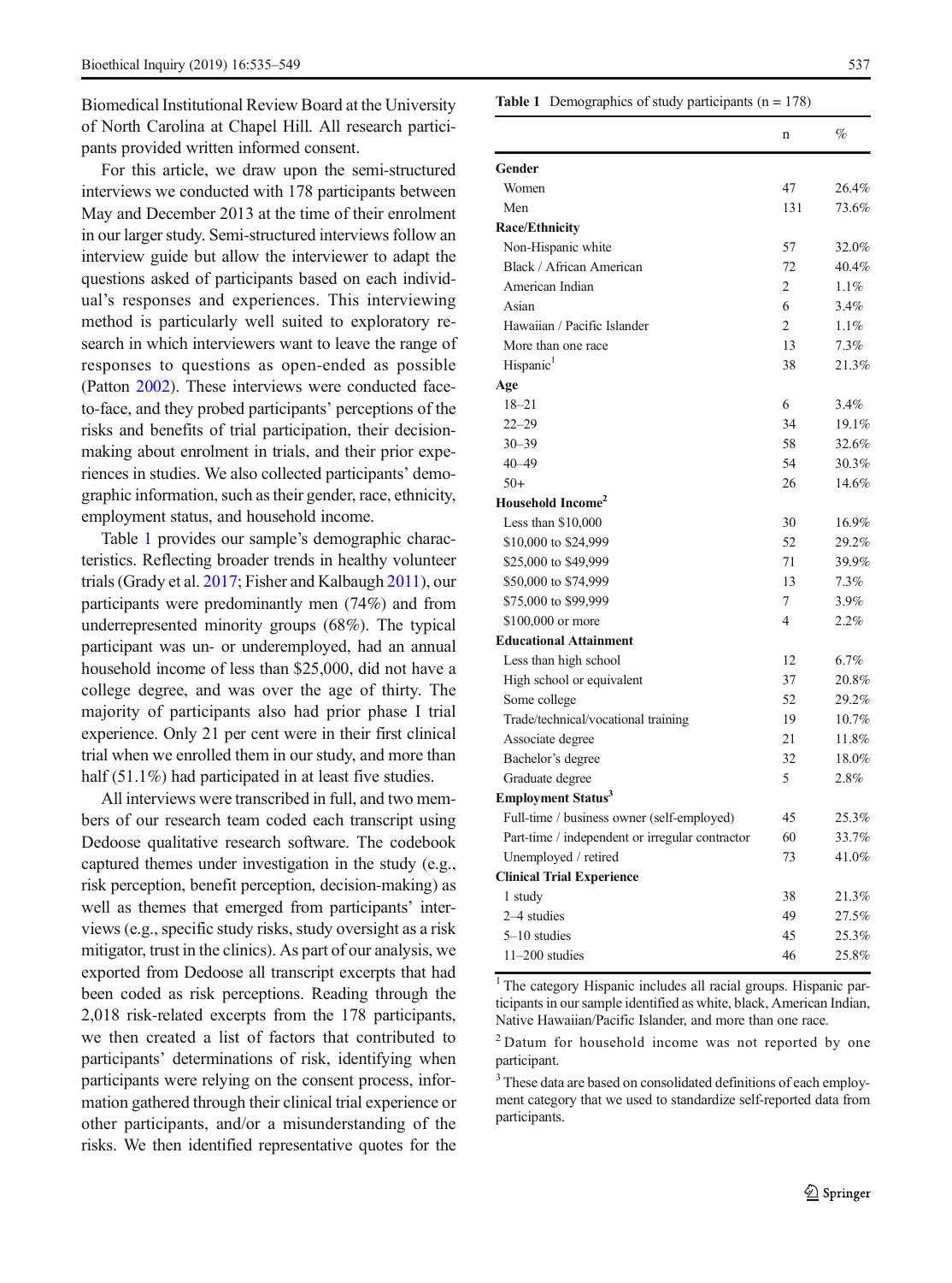Biomedical Institutional Review Board at the University of North Carolina at Chapel Hill. All research participants provided written informed consent.

For this article, we draw upon the semi-structured interviews we conducted with 178 participants between May and December 2013 at the time of their enrolment in our larger study. Semi-structured interviews follow an interview guide but allow the interviewer to adapt the questions asked of participants based on each individual's responses and experiences. This interviewing method is particularly well suited to exploratory research in which interviewers want to leave the range of responses to questions as open-ended as possible (Patton 2002). These interviews were conducted face-to-face, and they probed participants' perceptions of the risks and benefits of trial participation, their decision-making about enrolment in trials, and their prior experiences in studies. We also collected participants' demographic information, such as their gender, race, ethnicity, employment status, and household income.

Table 1 provides our sample's demographic characteristics. Reflecting broader trends in healthy volunteer trials (Grady et al. 2017; Fisher and Kalbaugh 2011), our participants were predominantly men (74%) and from underrepresented minority groups (68%). The typical participant was un- or underemployed, had an annual household income of less than $25,000, did not have a college degree, and was over the age of thirty. The majority of participants also had prior phase I trial experience. Only 21 per cent were in their first clinical trial when we enrolled them in our study, and more than half (51.1%) had participated in at least five studies.

All interviews were transcribed in full, and two members of our research team coded each transcript using Dedoose qualitative research software. The codebook captured themes under investigation in the study (e.g., risk perception, benefit perception, decision-making) as well as themes that emerged from participants' interviews (e.g., specific study risks, study oversight as a risk mitigator, trust in the clinics). As part of our analysis, we exported from Dedoose all transcript excerpts that had been coded as risk perceptions. Reading through the 2,018 risk-related excerpts from the 178 participants, we then created a list of factors that contributed to participants' determinations of risk, identifying when participants were relying on the consent process, information gathered through their clinical trial experience or other participants, and/or a misunderstanding of the risks. We then identified representative quotes for the

**Table 1** Demographics of study participants (n = 178)

| | n | % |
|---|---|---|
| **Gender** | | |
| Women | 47 | 26.4% |
| Men | 131 | 73.6% |
| **Race/Ethnicity** | | |
| Non-Hispanic white | 57 | 32.0% |
| Black / African American | 72 | 40.4% |
| American Indian | 2 | 1.1% |
| Asian | 6 | 3.4% |
| Hawaiian / Pacific Islander | 2 | 1.1% |
| More than one race | 13 | 7.3% |
| Hispanic[1] | 38 | 21.3% |
| **Age** | | |
| 18–21 | 6 | 3.4% |
| 22–29 | 34 | 19.1% |
| 30–39 | 58 | 32.6% |
| 40–49 | 54 | 30.3% |
| 50+ | 26 | 14.6% |
| **Household Income**[2] | | |
| Less than $10,000 | 30 | 16.9% |
| $10,000 to $24,999 | 52 | 29.2% |
| $25,000 to $49,999 | 71 | 39.9% |
| $50,000 to $74,999 | 13 | 7.3% |
| $75,000 to $99,999 | 7 | 3.9% |
| $100,000 or more | 4 | 2.2% |
| **Educational Attainment** | | |
| Less than high school | 12 | 6.7% |
| High school or equivalent | 37 | 20.8% |
| Some college | 52 | 29.2% |
| Trade/technical/vocational training | 19 | 10.7% |
| Associate degree | 21 | 11.8% |
| Bachelor's degree | 32 | 18.0% |
| Graduate degree | 5 | 2.8% |
| **Employment Status**[3] | | |
| Full-time / business owner (self-employed) | 45 | 25.3% |
| Part-time / independent or irregular contractor | 60 | 33.7% |
| Unemployed / retired | 73 | 41.0% |
| **Clinical Trial Experience** | | |
| 1 study | 38 | 21.3% |
| 2–4 studies | 49 | 27.5% |
| 5–10 studies | 45 | 25.3% |
| 11–200 studies | 46 | 25.8% |

[1] The category Hispanic includes all racial groups. Hispanic participants in our sample identified as white, black, American Indian, Native Hawaiian/Pacific Islander, and more than one race.

[2] Datum for household income was not reported by one participant.

[3] These data are based on consolidated definitions of each employment category that we used to standardize self-reported data from participants.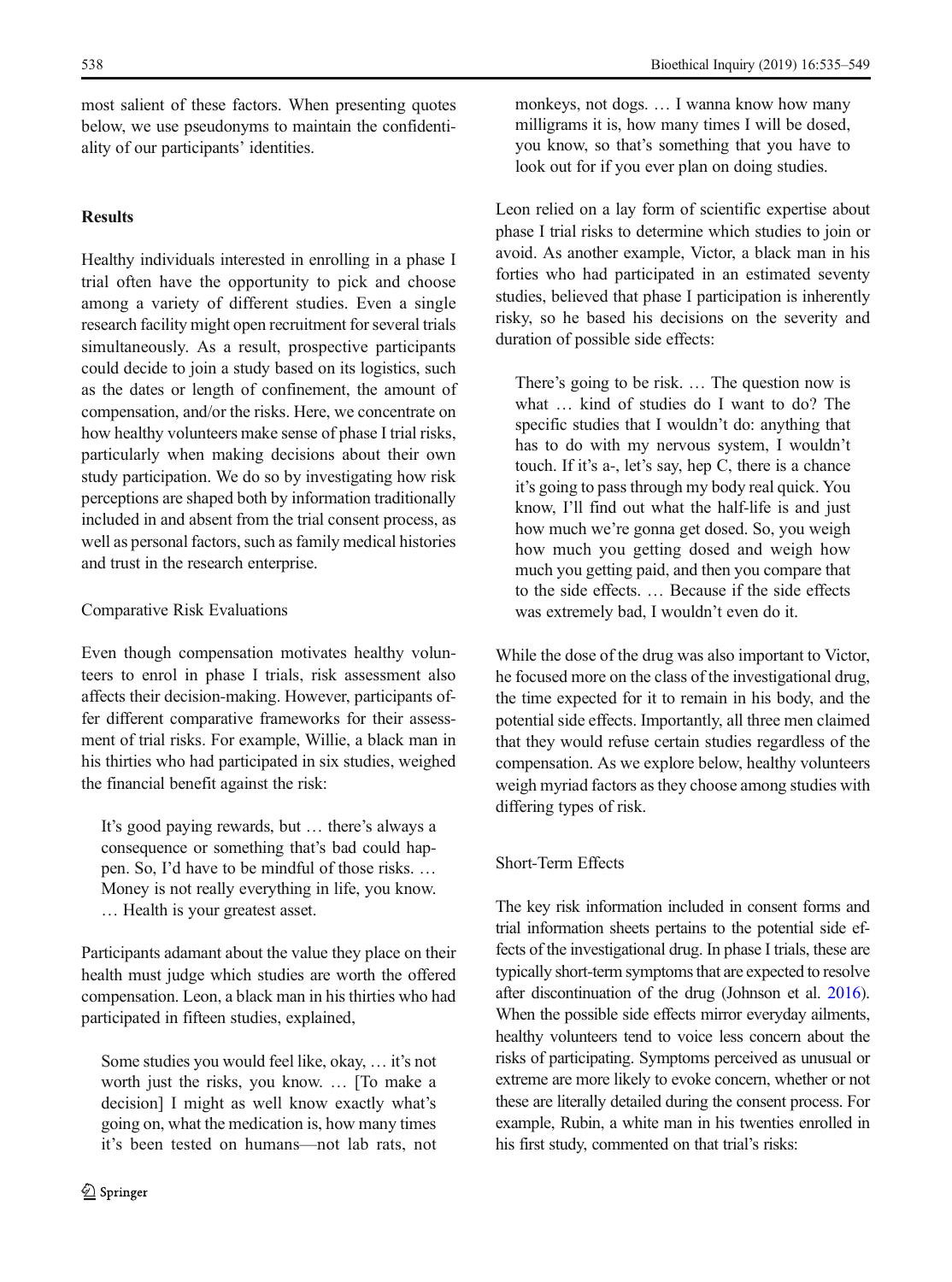most salient of these factors. When presenting quotes below, we use pseudonyms to maintain the confidentiality of our participants' identities.

## Results

Healthy individuals interested in enrolling in a phase I trial often have the opportunity to pick and choose among a variety of different studies. Even a single research facility might open recruitment for several trials simultaneously. As a result, prospective participants could decide to join a study based on its logistics, such as the dates or length of confinement, the amount of compensation, and/or the risks. Here, we concentrate on how healthy volunteers make sense of phase I trial risks, particularly when making decisions about their own study participation. We do so by investigating how risk perceptions are shaped both by information traditionally included in and absent from the trial consent process, as well as personal factors, such as family medical histories and trust in the research enterprise.

### Comparative Risk Evaluations

Even though compensation motivates healthy volunteers to enrol in phase I trials, risk assessment also affects their decision-making. However, participants offer different comparative frameworks for their assessment of trial risks. For example, Willie, a black man in his thirties who had participated in six studies, weighed the financial benefit against the risk:

> It's good paying rewards, but … there's always a consequence or something that's bad could happen. So, I'd have to be mindful of those risks. … Money is not really everything in life, you know. … Health is your greatest asset.

Participants adamant about the value they place on their health must judge which studies are worth the offered compensation. Leon, a black man in his thirties who had participated in fifteen studies, explained,

> Some studies you would feel like, okay, … it's not worth just the risks, you know. … [To make a decision] I might as well know exactly what's going on, what the medication is, how many times it's been tested on humans—not lab rats, not monkeys, not dogs. … I wanna know how many milligrams it is, how many times I will be dosed, you know, so that's something that you have to look out for if you ever plan on doing studies.

Leon relied on a lay form of scientific expertise about phase I trial risks to determine which studies to join or avoid. As another example, Victor, a black man in his forties who had participated in an estimated seventy studies, believed that phase I participation is inherently risky, so he based his decisions on the severity and duration of possible side effects:

> There's going to be risk. … The question now is what … kind of studies do I want to do? The specific studies that I wouldn't do: anything that has to do with my nervous system, I wouldn't touch. If it's a-, let's say, hep C, there is a chance it's going to pass through my body real quick. You know, I'll find out what the half-life is and just how much we're gonna get dosed. So, you weigh how much you getting dosed and weigh how much you getting paid, and then you compare that to the side effects. … Because if the side effects was extremely bad, I wouldn't even do it.

While the dose of the drug was also important to Victor, he focused more on the class of the investigational drug, the time expected for it to remain in his body, and the potential side effects. Importantly, all three men claimed that they would refuse certain studies regardless of the compensation. As we explore below, healthy volunteers weigh myriad factors as they choose among studies with differing types of risk.

### Short-Term Effects

The key risk information included in consent forms and trial information sheets pertains to the potential side effects of the investigational drug. In phase I trials, these are typically short-term symptoms that are expected to resolve after discontinuation of the drug (Johnson et al. 2016). When the possible side effects mirror everyday ailments, healthy volunteers tend to voice less concern about the risks of participating. Symptoms perceived as unusual or extreme are more likely to evoke concern, whether or not these are literally detailed during the consent process. For example, Rubin, a white man in his twenties enrolled in his first study, commented on that trial's risks: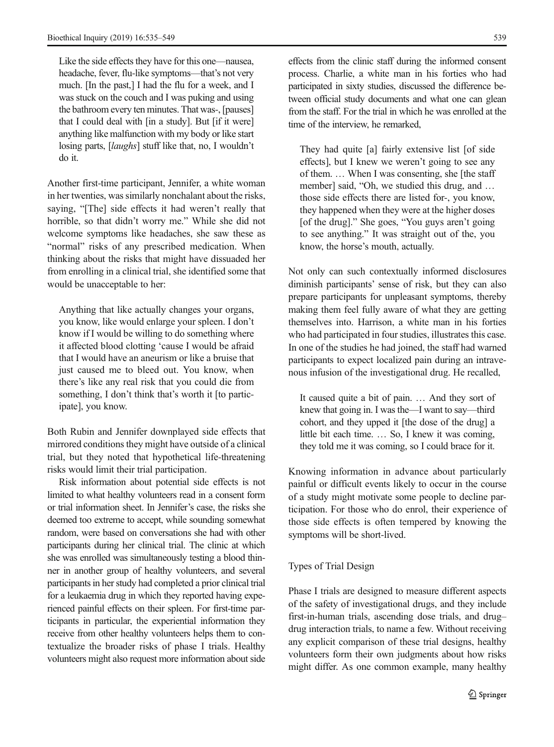> Like the side effects they have for this one—nausea, headache, fever, flu-like symptoms—that's not very much. [In the past,] I had the flu for a week, and I was stuck on the couch and I was puking and using the bathroom every ten minutes. That was-, [pauses] that I could deal with [in a study]. But [if it were] anything like malfunction with my body or like start losing parts, [*laughs*] stuff like that, no, I wouldn't do it.

Another first-time participant, Jennifer, a white woman in her twenties, was similarly nonchalant about the risks, saying, "[The] side effects it had weren't really that horrible, so that didn't worry me." While she did not welcome symptoms like headaches, she saw these as "normal" risks of any prescribed medication. When thinking about the risks that might have dissuaded her from enrolling in a clinical trial, she identified some that would be unacceptable to her:

> Anything that like actually changes your organs, you know, like would enlarge your spleen. I don't know if I would be willing to do something where it affected blood clotting 'cause I would be afraid that I would have an aneurism or like a bruise that just caused me to bleed out. You know, when there's like any real risk that you could die from something, I don't think that's worth it [to participate], you know.

Both Rubin and Jennifer downplayed side effects that mirrored conditions they might have outside of a clinical trial, but they noted that hypothetical life-threatening risks would limit their trial participation.

Risk information about potential side effects is not limited to what healthy volunteers read in a consent form or trial information sheet. In Jennifer's case, the risks she deemed too extreme to accept, while sounding somewhat random, were based on conversations she had with other participants during her clinical trial. The clinic at which she was enrolled was simultaneously testing a blood thinner in another group of healthy volunteers, and several participants in her study had completed a prior clinical trial for a leukaemia drug in which they reported having experienced painful effects on their spleen. For first-time participants in particular, the experiential information they receive from other healthy volunteers helps them to contextualize the broader risks of phase I trials. Healthy volunteers might also request more information about side effects from the clinic staff during the informed consent process. Charlie, a white man in his forties who had participated in sixty studies, discussed the difference between official study documents and what one can glean from the staff. For the trial in which he was enrolled at the time of the interview, he remarked,

> They had quite [a] fairly extensive list [of side effects], but I knew we weren't going to see any of them. … When I was consenting, she [the staff member] said, "Oh, we studied this drug, and … those side effects there are listed for-, you know, they happened when they were at the higher doses [of the drug]." She goes, "You guys aren't going to see anything." It was straight out of the, you know, the horse's mouth, actually.

Not only can such contextually informed disclosures diminish participants' sense of risk, but they can also prepare participants for unpleasant symptoms, thereby making them feel fully aware of what they are getting themselves into. Harrison, a white man in his forties who had participated in four studies, illustrates this case. In one of the studies he had joined, the staff had warned participants to expect localized pain during an intravenous infusion of the investigational drug. He recalled,

> It caused quite a bit of pain. … And they sort of knew that going in. I was the—I want to say—third cohort, and they upped it [the dose of the drug] a little bit each time. … So, I knew it was coming, they told me it was coming, so I could brace for it.

Knowing information in advance about particularly painful or difficult events likely to occur in the course of a study might motivate some people to decline participation. For those who do enrol, their experience of those side effects is often tempered by knowing the symptoms will be short-lived.

### Types of Trial Design

Phase I trials are designed to measure different aspects of the safety of investigational drugs, and they include first-in-human trials, ascending dose trials, and drug–drug interaction trials, to name a few. Without receiving any explicit comparison of these trial designs, healthy volunteers form their own judgments about how risks might differ. As one common example, many healthy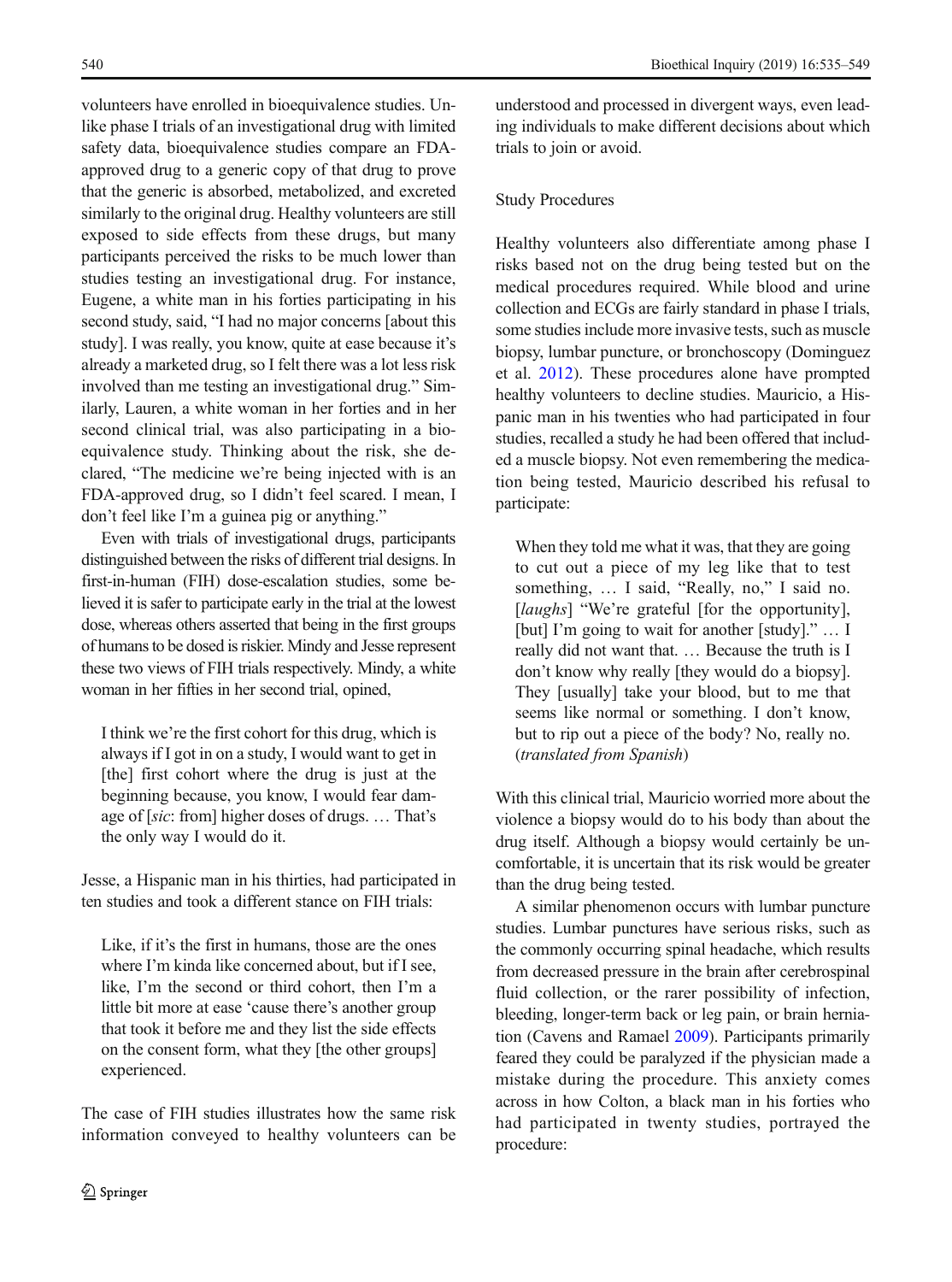volunteers have enrolled in bioequivalence studies. Unlike phase I trials of an investigational drug with limited safety data, bioequivalence studies compare an FDA-approved drug to a generic copy of that drug to prove that the generic is absorbed, metabolized, and excreted similarly to the original drug. Healthy volunteers are still exposed to side effects from these drugs, but many participants perceived the risks to be much lower than studies testing an investigational drug. For instance, Eugene, a white man in his forties participating in his second study, said, "I had no major concerns [about this study]. I was really, you know, quite at ease because it's already a marketed drug, so I felt there was a lot less risk involved than me testing an investigational drug." Similarly, Lauren, a white woman in her forties and in her second clinical trial, was also participating in a bioequivalence study. Thinking about the risk, she declared, "The medicine we're being injected with is an FDA-approved drug, so I didn't feel scared. I mean, I don't feel like I'm a guinea pig or anything."

Even with trials of investigational drugs, participants distinguished between the risks of different trial designs. In first-in-human (FIH) dose-escalation studies, some believed it is safer to participate early in the trial at the lowest dose, whereas others asserted that being in the first groups of humans to be dosed is riskier. Mindy and Jesse represent these two views of FIH trials respectively. Mindy, a white woman in her fifties in her second trial, opined,

> I think we're the first cohort for this drug, which is always if I got in on a study, I would want to get in [the] first cohort where the drug is just at the beginning because, you know, I would fear damage of [*sic*: from] higher doses of drugs. … That's the only way I would do it.

Jesse, a Hispanic man in his thirties, had participated in ten studies and took a different stance on FIH trials:

> Like, if it's the first in humans, those are the ones where I'm kinda like concerned about, but if I see, like, I'm the second or third cohort, then I'm a little bit more at ease 'cause there's another group that took it before me and they list the side effects on the consent form, what they [the other groups] experienced.

The case of FIH studies illustrates how the same risk information conveyed to healthy volunteers can be understood and processed in divergent ways, even leading individuals to make different decisions about which trials to join or avoid.

## Study Procedures

Healthy volunteers also differentiate among phase I risks based not on the drug being tested but on the medical procedures required. While blood and urine collection and ECGs are fairly standard in phase I trials, some studies include more invasive tests, such as muscle biopsy, lumbar puncture, or bronchoscopy (Dominguez et al. 2012). These procedures alone have prompted healthy volunteers to decline studies. Mauricio, a Hispanic man in his twenties who had participated in four studies, recalled a study he had been offered that included a muscle biopsy. Not even remembering the medication being tested, Mauricio described his refusal to participate:

> When they told me what it was, that they are going to cut out a piece of my leg like that to test something, … I said, "Really, no," I said no. [*laughs*] "We're grateful [for the opportunity], [but] I'm going to wait for another [study]." … I really did not want that. … Because the truth is I don't know why really [they would do a biopsy]. They [usually] take your blood, but to me that seems like normal or something. I don't know, but to rip out a piece of the body? No, really no. (*translated from Spanish*)

With this clinical trial, Mauricio worried more about the violence a biopsy would do to his body than about the drug itself. Although a biopsy would certainly be uncomfortable, it is uncertain that its risk would be greater than the drug being tested.

A similar phenomenon occurs with lumbar puncture studies. Lumbar punctures have serious risks, such as the commonly occurring spinal headache, which results from decreased pressure in the brain after cerebrospinal fluid collection, or the rarer possibility of infection, bleeding, longer-term back or leg pain, or brain herniation (Cavens and Ramael 2009). Participants primarily feared they could be paralyzed if the physician made a mistake during the procedure. This anxiety comes across in how Colton, a black man in his forties who had participated in twenty studies, portrayed the procedure: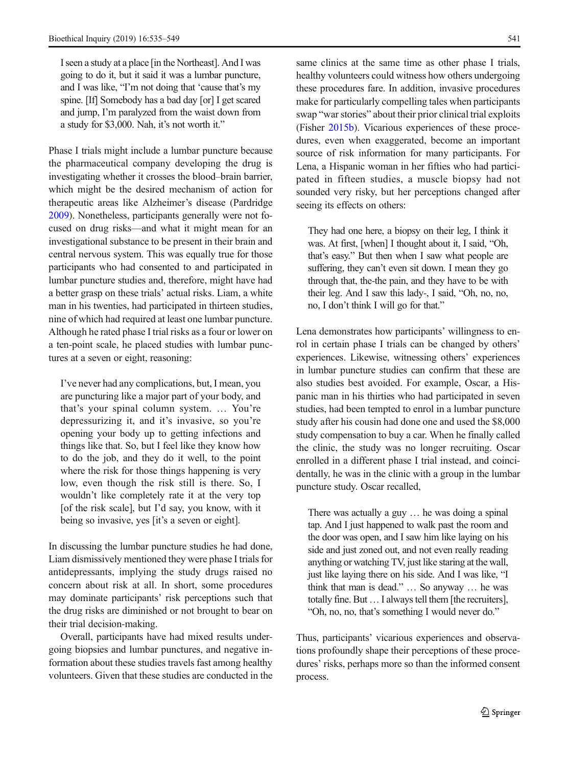> I seen a study at a place [in the Northeast]. And I was going to do it, but it said it was a lumbar puncture, and I was like, "I'm not doing that 'cause that's my spine. [If] Somebody has a bad day [or] I get scared and jump, I'm paralyzed from the waist down from a study for $3,000. Nah, it's not worth it."

Phase I trials might include a lumbar puncture because the pharmaceutical company developing the drug is investigating whether it crosses the blood–brain barrier, which might be the desired mechanism of action for therapeutic areas like Alzheimer's disease (Pardridge 2009). Nonetheless, participants generally were not focused on drug risks—and what it might mean for an investigational substance to be present in their brain and central nervous system. This was equally true for those participants who had consented to and participated in lumbar puncture studies and, therefore, might have had a better grasp on these trials' actual risks. Liam, a white man in his twenties, had participated in thirteen studies, nine of which had required at least one lumbar puncture. Although he rated phase I trial risks as a four or lower on a ten-point scale, he placed studies with lumbar punctures at a seven or eight, reasoning:

> I've never had any complications, but, I mean, you are puncturing like a major part of your body, and that's your spinal column system. … You're depressurizing it, and it's invasive, so you're opening your body up to getting infections and things like that. So, but I feel like they know how to do the job, and they do it well, to the point where the risk for those things happening is very low, even though the risk still is there. So, I wouldn't like completely rate it at the very top [of the risk scale], but I'd say, you know, with it being so invasive, yes [it's a seven or eight].

In discussing the lumbar puncture studies he had done, Liam dismissively mentioned they were phase I trials for antidepressants, implying the study drugs raised no concern about risk at all. In short, some procedures may dominate participants' risk perceptions such that the drug risks are diminished or not brought to bear on their trial decision-making.

Overall, participants have had mixed results undergoing biopsies and lumbar punctures, and negative information about these studies travels fast among healthy volunteers. Given that these studies are conducted in the same clinics at the same time as other phase I trials, healthy volunteers could witness how others undergoing these procedures fare. In addition, invasive procedures make for particularly compelling tales when participants swap "war stories" about their prior clinical trial exploits (Fisher 2015b). Vicarious experiences of these procedures, even when exaggerated, become an important source of risk information for many participants. For Lena, a Hispanic woman in her fifties who had participated in fifteen studies, a muscle biopsy had not sounded very risky, but her perceptions changed after seeing its effects on others:

> They had one here, a biopsy on their leg, I think it was. At first, [when] I thought about it, I said, "Oh, that's easy." But then when I saw what people are suffering, they can't even sit down. I mean they go through that, the-the pain, and they have to be with their leg. And I saw this lady-, I said, "Oh, no, no, no, I don't think I will go for that."

Lena demonstrates how participants' willingness to enrol in certain phase I trials can be changed by others' experiences. Likewise, witnessing others' experiences in lumbar puncture studies can confirm that these are also studies best avoided. For example, Oscar, a Hispanic man in his thirties who had participated in seven studies, had been tempted to enrol in a lumbar puncture study after his cousin had done one and used the $8,000 study compensation to buy a car. When he finally called the clinic, the study was no longer recruiting. Oscar enrolled in a different phase I trial instead, and coincidentally, he was in the clinic with a group in the lumbar puncture study. Oscar recalled,

> There was actually a guy … he was doing a spinal tap. And I just happened to walk past the room and the door was open, and I saw him like laying on his side and just zoned out, and not even really reading anything or watching TV, just like staring at the wall, just like laying there on his side. And I was like, "I think that man is dead." … So anyway … he was totally fine. But … I always tell them [the recruiters], "Oh, no, no, that's something I would never do."

Thus, participants' vicarious experiences and observations profoundly shape their perceptions of these procedures' risks, perhaps more so than the informed consent process.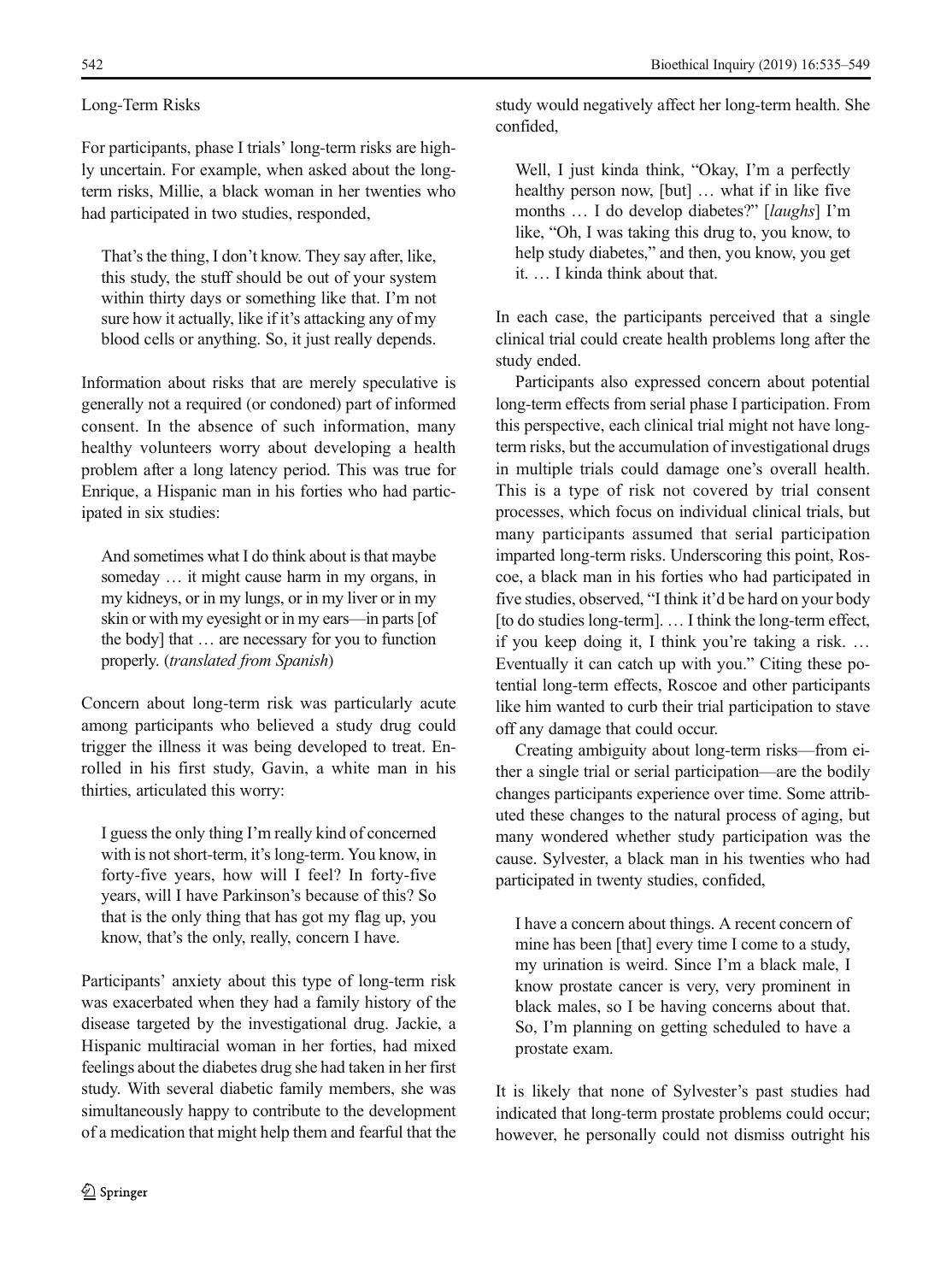### Long-Term Risks

For participants, phase I trials' long-term risks are highly uncertain. For example, when asked about the long-term risks, Millie, a black woman in her twenties who had participated in two studies, responded,

> That's the thing, I don't know. They say after, like, this study, the stuff should be out of your system within thirty days or something like that. I'm not sure how it actually, like if it's attacking any of my blood cells or anything. So, it just really depends.

Information about risks that are merely speculative is generally not a required (or condoned) part of informed consent. In the absence of such information, many healthy volunteers worry about developing a health problem after a long latency period. This was true for Enrique, a Hispanic man in his forties who had participated in six studies:

> And sometimes what I do think about is that maybe someday … it might cause harm in my organs, in my kidneys, or in my lungs, or in my liver or in my skin or with my eyesight or in my ears—in parts [of the body] that … are necessary for you to function properly. (*translated from Spanish*)

Concern about long-term risk was particularly acute among participants who believed a study drug could trigger the illness it was being developed to treat. Enrolled in his first study, Gavin, a white man in his thirties, articulated this worry:

> I guess the only thing I'm really kind of concerned with is not short-term, it's long-term. You know, in forty-five years, how will I feel? In forty-five years, will I have Parkinson's because of this? So that is the only thing that has got my flag up, you know, that's the only, really, concern I have.

Participants' anxiety about this type of long-term risk was exacerbated when they had a family history of the disease targeted by the investigational drug. Jackie, a Hispanic multiracial woman in her forties, had mixed feelings about the diabetes drug she had taken in her first study. With several diabetic family members, she was simultaneously happy to contribute to the development of a medication that might help them and fearful that the study would negatively affect her long-term health. She confided,

> Well, I just kinda think, "Okay, I'm a perfectly healthy person now, [but] … what if in like five months … I do develop diabetes?" [*laughs*] I'm like, "Oh, I was taking this drug to, you know, to help study diabetes," and then, you know, you get it. … I kinda think about that.

In each case, the participants perceived that a single clinical trial could create health problems long after the study ended.

Participants also expressed concern about potential long-term effects from serial phase I participation. From this perspective, each clinical trial might not have long-term risks, but the accumulation of investigational drugs in multiple trials could damage one's overall health. This is a type of risk not covered by trial consent processes, which focus on individual clinical trials, but many participants assumed that serial participation imparted long-term risks. Underscoring this point, Roscoe, a black man in his forties who had participated in five studies, observed, "I think it'd be hard on your body [to do studies long-term]. … I think the long-term effect, if you keep doing it, I think you're taking a risk. … Eventually it can catch up with you." Citing these potential long-term effects, Roscoe and other participants like him wanted to curb their trial participation to stave off any damage that could occur.

Creating ambiguity about long-term risks—from either a single trial or serial participation—are the bodily changes participants experience over time. Some attributed these changes to the natural process of aging, but many wondered whether study participation was the cause. Sylvester, a black man in his twenties who had participated in twenty studies, confided,

> I have a concern about things. A recent concern of mine has been [that] every time I come to a study, my urination is weird. Since I'm a black male, I know prostate cancer is very, very prominent in black males, so I be having concerns about that. So, I'm planning on getting scheduled to have a prostate exam.

It is likely that none of Sylvester's past studies had indicated that long-term prostate problems could occur; however, he personally could not dismiss outright his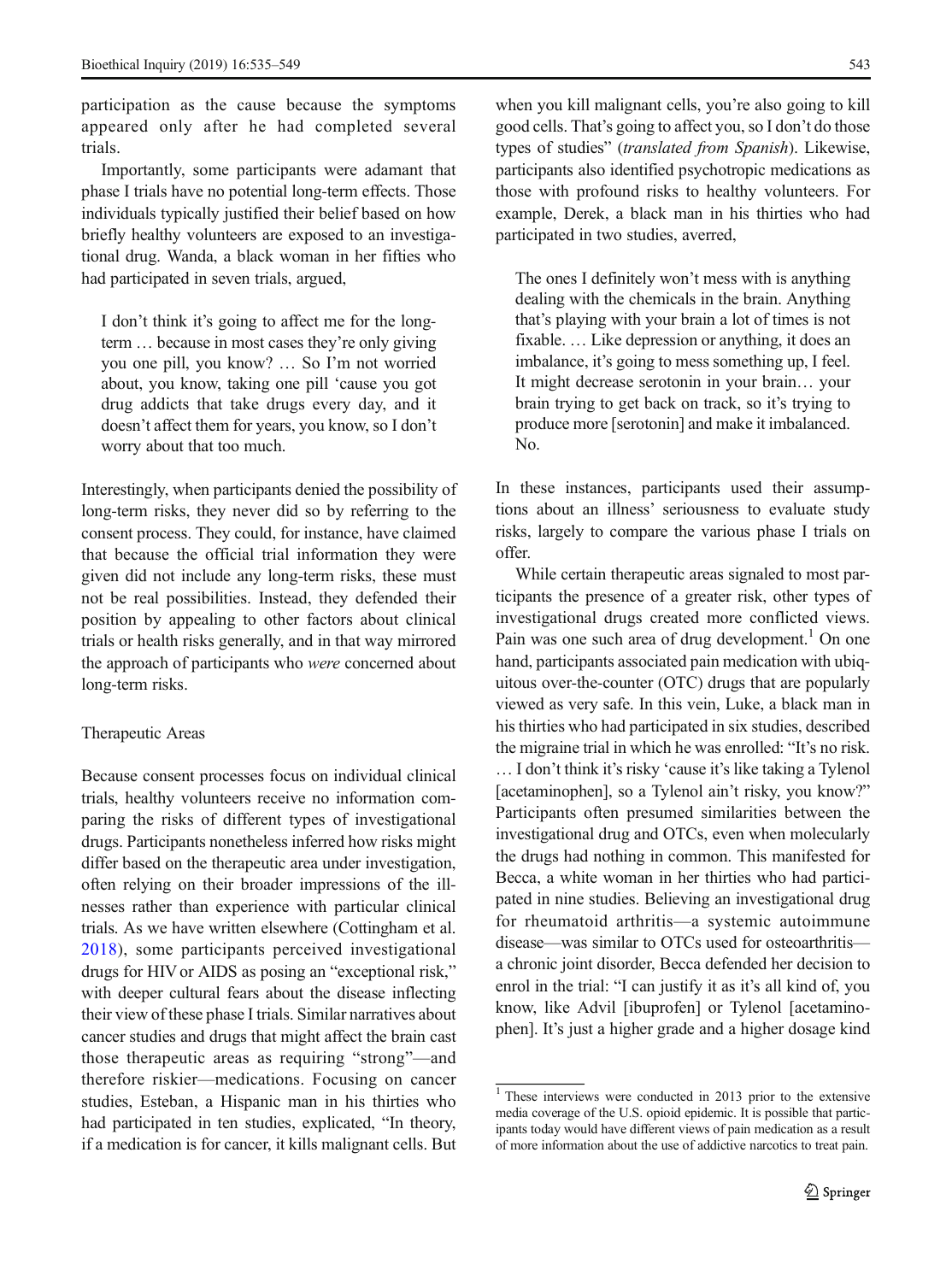participation as the cause because the symptoms appeared only after he had completed several trials.

Importantly, some participants were adamant that phase I trials have no potential long-term effects. Those individuals typically justified their belief based on how briefly healthy volunteers are exposed to an investigational drug. Wanda, a black woman in her fifties who had participated in seven trials, argued,

> I don't think it's going to affect me for the long-term … because in most cases they're only giving you one pill, you know? … So I'm not worried about, you know, taking one pill 'cause you got drug addicts that take drugs every day, and it doesn't affect them for years, you know, so I don't worry about that too much.

Interestingly, when participants denied the possibility of long-term risks, they never did so by referring to the consent process. They could, for instance, have claimed that because the official trial information they were given did not include any long-term risks, these must not be real possibilities. Instead, they defended their position by appealing to other factors about clinical trials or health risks generally, and in that way mirrored the approach of participants who *were* concerned about long-term risks.

### Therapeutic Areas

Because consent processes focus on individual clinical trials, healthy volunteers receive no information comparing the risks of different types of investigational drugs. Participants nonetheless inferred how risks might differ based on the therapeutic area under investigation, often relying on their broader impressions of the illnesses rather than experience with particular clinical trials. As we have written elsewhere (Cottingham et al. 2018), some participants perceived investigational drugs for HIV or AIDS as posing an "exceptional risk," with deeper cultural fears about the disease inflecting their view of these phase I trials. Similar narratives about cancer studies and drugs that might affect the brain cast those therapeutic areas as requiring "strong"—and therefore riskier—medications. Focusing on cancer studies, Esteban, a Hispanic man in his thirties who had participated in ten studies, explicated, "In theory, if a medication is for cancer, it kills malignant cells. But when you kill malignant cells, you're also going to kill good cells. That's going to affect you, so I don't do those types of studies" (*translated from Spanish*). Likewise, participants also identified psychotropic medications as those with profound risks to healthy volunteers. For example, Derek, a black man in his thirties who had participated in two studies, averred,

> The ones I definitely won't mess with is anything dealing with the chemicals in the brain. Anything that's playing with your brain a lot of times is not fixable. … Like depression or anything, it does an imbalance, it's going to mess something up, I feel. It might decrease serotonin in your brain… your brain trying to get back on track, so it's trying to produce more [serotonin] and make it imbalanced. No.

In these instances, participants used their assumptions about an illness' seriousness to evaluate study risks, largely to compare the various phase I trials on offer.

While certain therapeutic areas signaled to most participants the presence of a greater risk, other types of investigational drugs created more conflicted views. Pain was one such area of drug development.[1] On one hand, participants associated pain medication with ubiquitous over-the-counter (OTC) drugs that are popularly viewed as very safe. In this vein, Luke, a black man in his thirties who had participated in six studies, described the migraine trial in which he was enrolled: "It's no risk. … I don't think it's risky 'cause it's like taking a Tylenol [acetaminophen], so a Tylenol ain't risky, you know?" Participants often presumed similarities between the investigational drug and OTCs, even when molecularly the drugs had nothing in common. This manifested for Becca, a white woman in her thirties who had participated in nine studies. Believing an investigational drug for rheumatoid arthritis—a systemic autoimmune disease—was similar to OTCs used for osteoarthritis—a chronic joint disorder, Becca defended her decision to enrol in the trial: "I can justify it as it's all kind of, you know, like Advil [ibuprofen] or Tylenol [acetaminophen]. It's just a higher grade and a higher dosage kind

---

[1] These interviews were conducted in 2013 prior to the extensive media coverage of the U.S. opioid epidemic. It is possible that participants today would have different views of pain medication as a result of more information about the use of addictive narcotics to treat pain.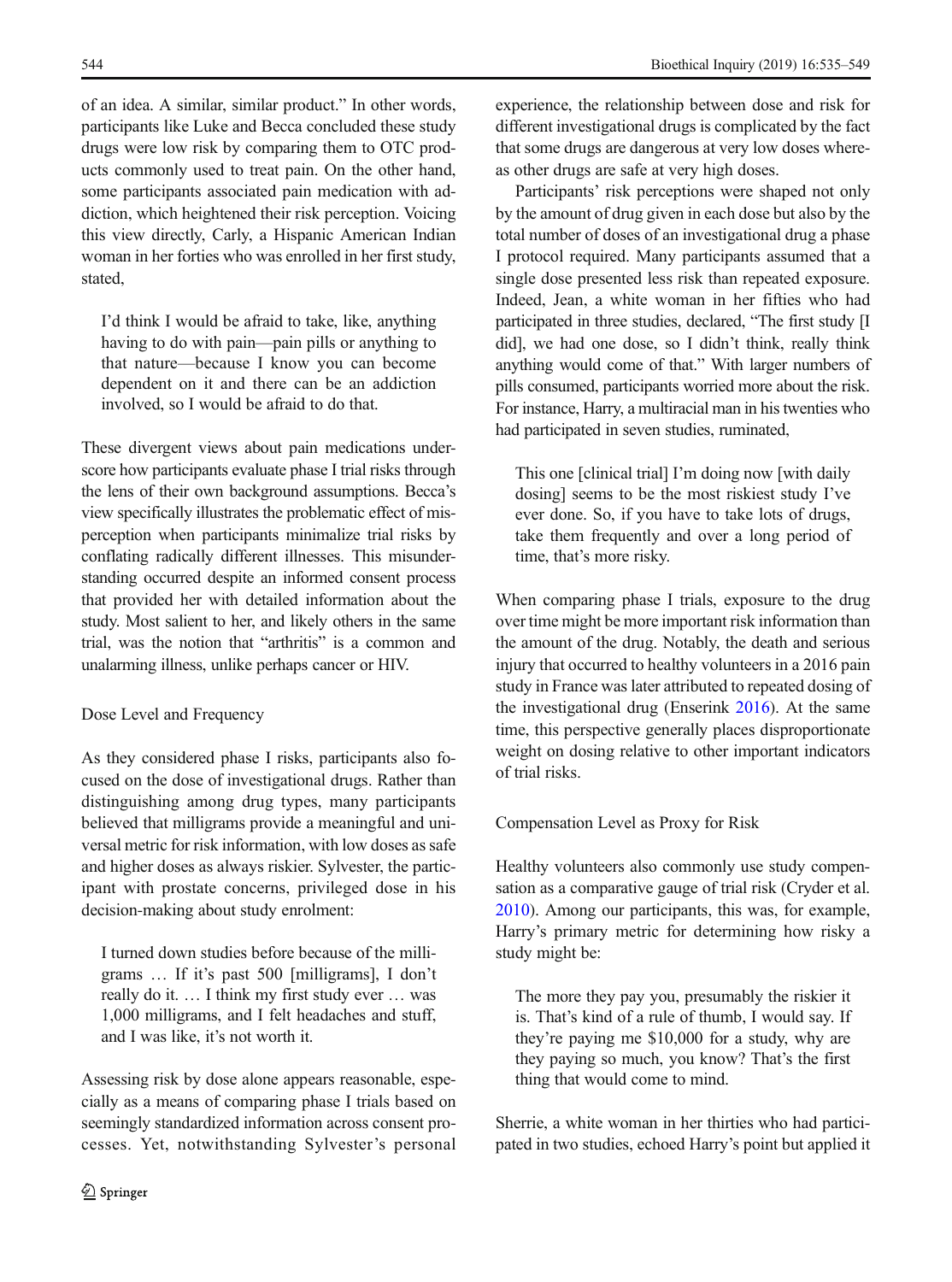of an idea. A similar, similar product." In other words, participants like Luke and Becca concluded these study drugs were low risk by comparing them to OTC products commonly used to treat pain. On the other hand, some participants associated pain medication with addiction, which heightened their risk perception. Voicing this view directly, Carly, a Hispanic American Indian woman in her forties who was enrolled in her first study, stated,

> I'd think I would be afraid to take, like, anything having to do with pain—pain pills or anything to that nature—because I know you can become dependent on it and there can be an addiction involved, so I would be afraid to do that.

These divergent views about pain medications underscore how participants evaluate phase I trial risks through the lens of their own background assumptions. Becca's view specifically illustrates the problematic effect of misperception when participants minimalize trial risks by conflating radically different illnesses. This misunderstanding occurred despite an informed consent process that provided her with detailed information about the study. Most salient to her, and likely others in the same trial, was the notion that "arthritis" is a common and unalarming illness, unlike perhaps cancer or HIV.

## Dose Level and Frequency

As they considered phase I risks, participants also focused on the dose of investigational drugs. Rather than distinguishing among drug types, many participants believed that milligrams provide a meaningful and universal metric for risk information, with low doses as safe and higher doses as always riskier. Sylvester, the participant with prostate concerns, privileged dose in his decision-making about study enrolment:

> I turned down studies before because of the milligrams … If it's past 500 [milligrams], I don't really do it. … I think my first study ever … was 1,000 milligrams, and I felt headaches and stuff, and I was like, it's not worth it.

Assessing risk by dose alone appears reasonable, especially as a means of comparing phase I trials based on seemingly standardized information across consent processes. Yet, notwithstanding Sylvester's personal experience, the relationship between dose and risk for different investigational drugs is complicated by the fact that some drugs are dangerous at very low doses whereas other drugs are safe at very high doses.

Participants' risk perceptions were shaped not only by the amount of drug given in each dose but also by the total number of doses of an investigational drug a phase I protocol required. Many participants assumed that a single dose presented less risk than repeated exposure. Indeed, Jean, a white woman in her fifties who had participated in three studies, declared, "The first study [I did], we had one dose, so I didn't think, really think anything would come of that." With larger numbers of pills consumed, participants worried more about the risk. For instance, Harry, a multiracial man in his twenties who had participated in seven studies, ruminated,

> This one [clinical trial] I'm doing now [with daily dosing] seems to be the most riskiest study I've ever done. So, if you have to take lots of drugs, take them frequently and over a long period of time, that's more risky.

When comparing phase I trials, exposure to the drug over time might be more important risk information than the amount of the drug. Notably, the death and serious injury that occurred to healthy volunteers in a 2016 pain study in France was later attributed to repeated dosing of the investigational drug (Enserink 2016). At the same time, this perspective generally places disproportionate weight on dosing relative to other important indicators of trial risks.

## Compensation Level as Proxy for Risk

Healthy volunteers also commonly use study compensation as a comparative gauge of trial risk (Cryder et al. 2010). Among our participants, this was, for example, Harry's primary metric for determining how risky a study might be:

> The more they pay you, presumably the riskier it is. That's kind of a rule of thumb, I would say. If they're paying me $10,000 for a study, why are they paying so much, you know? That's the first thing that would come to mind.

Sherrie, a white woman in her thirties who had participated in two studies, echoed Harry's point but applied it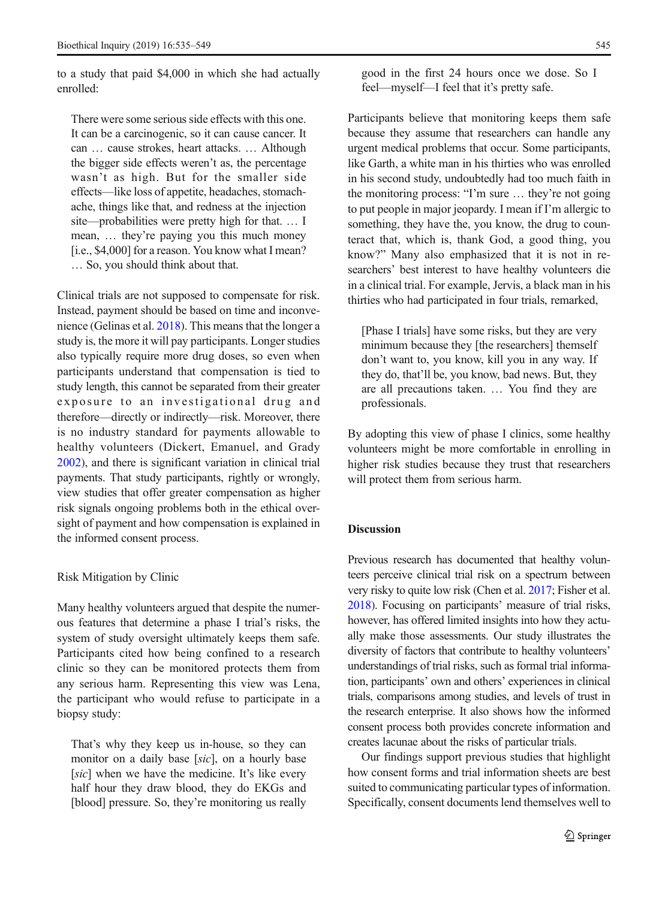to a study that paid $4,000 in which she had actually enrolled:

> There were some serious side effects with this one. It can be a carcinogenic, so it can cause cancer. It can … cause strokes, heart attacks. … Although the bigger side effects weren't as, the percentage wasn't as high. But for the smaller side effects—like loss of appetite, headaches, stomachache, things like that, and redness at the injection site—probabilities were pretty high for that. … I mean, … they're paying you this much money [i.e., $4,000] for a reason. You know what I mean? … So, you should think about that.

Clinical trials are not supposed to compensate for risk. Instead, payment should be based on time and inconvenience (Gelinas et al. 2018). This means that the longer a study is, the more it will pay participants. Longer studies also typically require more drug doses, so even when participants understand that compensation is tied to study length, this cannot be separated from their greater exposure to an investigational drug and therefore—directly or indirectly—risk. Moreover, there is no industry standard for payments allowable to healthy volunteers (Dickert, Emanuel, and Grady 2002), and there is significant variation in clinical trial payments. That study participants, rightly or wrongly, view studies that offer greater compensation as higher risk signals ongoing problems both in the ethical oversight of payment and how compensation is explained in the informed consent process.

### Risk Mitigation by Clinic

Many healthy volunteers argued that despite the numerous features that determine a phase I trial's risks, the system of study oversight ultimately keeps them safe. Participants cited how being confined to a research clinic so they can be monitored protects them from any serious harm. Representing this view was Lena, the participant who would refuse to participate in a biopsy study:

> That's why they keep us in-house, so they can monitor on a daily base [*sic*], on a hourly base [*sic*] when we have the medicine. It's like every half hour they draw blood, they do EKGs and [blood] pressure. So, they're monitoring us really good in the first 24 hours once we dose. So I feel—myself—I feel that it's pretty safe.

Participants believe that monitoring keeps them safe because they assume that researchers can handle any urgent medical problems that occur. Some participants, like Garth, a white man in his thirties who was enrolled in his second study, undoubtedly had too much faith in the monitoring process: "I'm sure … they're not going to put people in major jeopardy. I mean if I'm allergic to something, they have the, you know, the drug to counteract that, which is, thank God, a good thing, you know?" Many also emphasized that it is not in researchers' best interest to have healthy volunteers die in a clinical trial. For example, Jervis, a black man in his thirties who had participated in four trials, remarked,

> [Phase I trials] have some risks, but they are very minimum because they [the researchers] themself don't want to, you know, kill you in any way. If they do, that'll be, you know, bad news. But, they are all precautions taken. … You find they are professionals.

By adopting this view of phase I clinics, some healthy volunteers might be more comfortable in enrolling in higher risk studies because they trust that researchers will protect them from serious harm.

## Discussion

Previous research has documented that healthy volunteers perceive clinical trial risk on a spectrum between very risky to quite low risk (Chen et al. 2017; Fisher et al. 2018). Focusing on participants' measure of trial risks, however, has offered limited insights into how they actually make those assessments. Our study illustrates the diversity of factors that contribute to healthy volunteers' understandings of trial risks, such as formal trial information, participants' own and others' experiences in clinical trials, comparisons among studies, and levels of trust in the research enterprise. It also shows how the informed consent process both provides concrete information and creates lacunae about the risks of particular trials.

Our findings support previous studies that highlight how consent forms and trial information sheets are best suited to communicating particular types of information. Specifically, consent documents lend themselves well to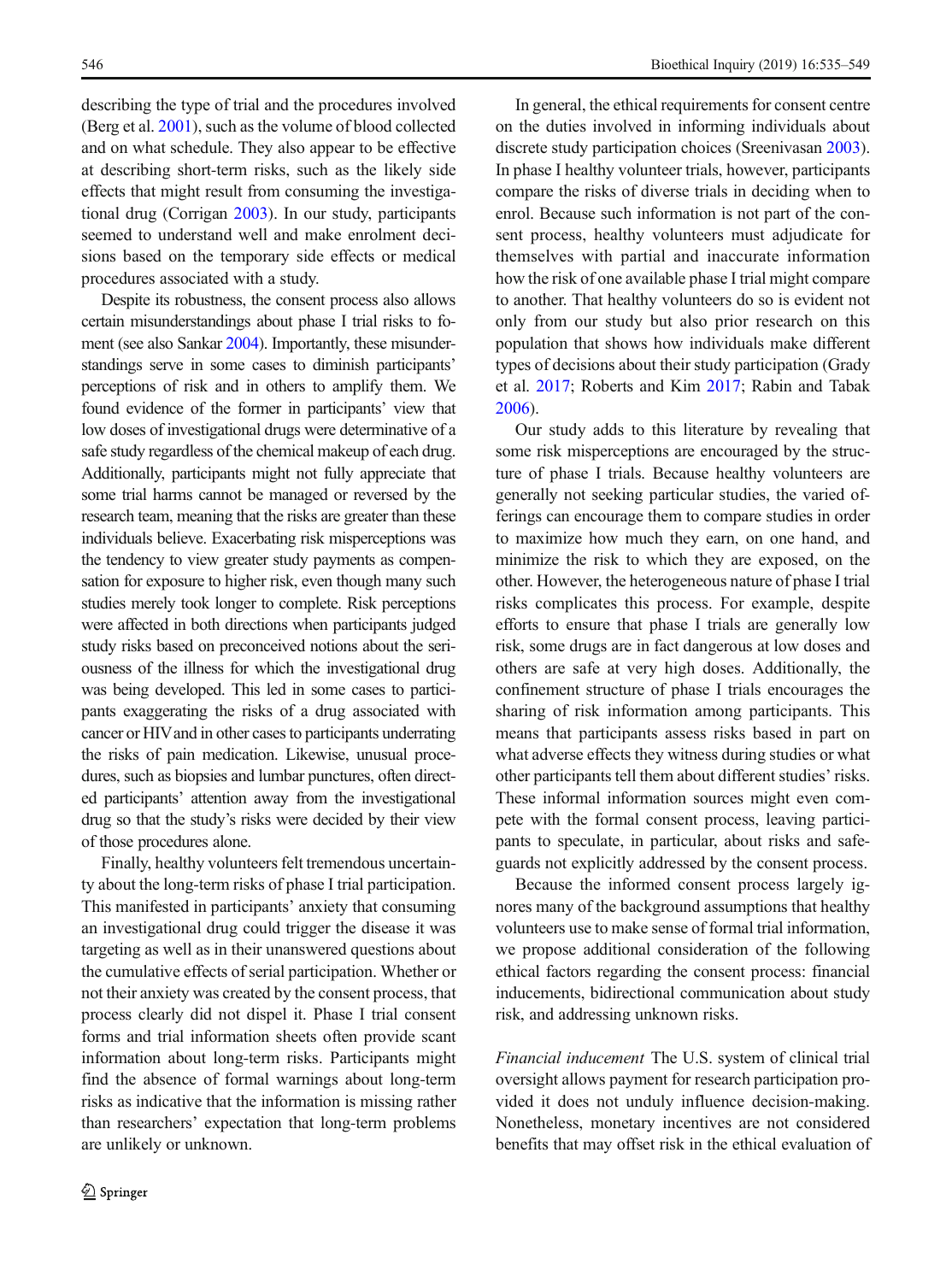describing the type of trial and the procedures involved (Berg et al. 2001), such as the volume of blood collected and on what schedule. They also appear to be effective at describing short-term risks, such as the likely side effects that might result from consuming the investigational drug (Corrigan 2003). In our study, participants seemed to understand well and make enrolment decisions based on the temporary side effects or medical procedures associated with a study.

Despite its robustness, the consent process also allows certain misunderstandings about phase I trial risks to foment (see also Sankar 2004). Importantly, these misunderstandings serve in some cases to diminish participants' perceptions of risk and in others to amplify them. We found evidence of the former in participants' view that low doses of investigational drugs were determinative of a safe study regardless of the chemical makeup of each drug. Additionally, participants might not fully appreciate that some trial harms cannot be managed or reversed by the research team, meaning that the risks are greater than these individuals believe. Exacerbating risk misperceptions was the tendency to view greater study payments as compensation for exposure to higher risk, even though many such studies merely took longer to complete. Risk perceptions were affected in both directions when participants judged study risks based on preconceived notions about the seriousness of the illness for which the investigational drug was being developed. This led in some cases to participants exaggerating the risks of a drug associated with cancer or HIV and in other cases to participants underrating the risks of pain medication. Likewise, unusual procedures, such as biopsies and lumbar punctures, often directed participants' attention away from the investigational drug so that the study's risks were decided by their view of those procedures alone.

Finally, healthy volunteers felt tremendous uncertainty about the long-term risks of phase I trial participation. This manifested in participants' anxiety that consuming an investigational drug could trigger the disease it was targeting as well as in their unanswered questions about the cumulative effects of serial participation. Whether or not their anxiety was created by the consent process, that process clearly did not dispel it. Phase I trial consent forms and trial information sheets often provide scant information about long-term risks. Participants might find the absence of formal warnings about long-term risks as indicative that the information is missing rather than researchers' expectation that long-term problems are unlikely or unknown.

In general, the ethical requirements for consent centre on the duties involved in informing individuals about discrete study participation choices (Sreenivasan 2003). In phase I healthy volunteer trials, however, participants compare the risks of diverse trials in deciding when to enrol. Because such information is not part of the consent process, healthy volunteers must adjudicate for themselves with partial and inaccurate information how the risk of one available phase I trial might compare to another. That healthy volunteers do so is evident not only from our study but also prior research on this population that shows how individuals make different types of decisions about their study participation (Grady et al. 2017; Roberts and Kim 2017; Rabin and Tabak 2006).

Our study adds to this literature by revealing that some risk misperceptions are encouraged by the structure of phase I trials. Because healthy volunteers are generally not seeking particular studies, the varied offerings can encourage them to compare studies in order to maximize how much they earn, on one hand, and minimize the risk to which they are exposed, on the other. However, the heterogeneous nature of phase I trial risks complicates this process. For example, despite efforts to ensure that phase I trials are generally low risk, some drugs are in fact dangerous at low doses and others are safe at very high doses. Additionally, the confinement structure of phase I trials encourages the sharing of risk information among participants. This means that participants assess risks based in part on what adverse effects they witness during studies or what other participants tell them about different studies' risks. These informal information sources might even compete with the formal consent process, leaving participants to speculate, in particular, about risks and safeguards not explicitly addressed by the consent process.

Because the informed consent process largely ignores many of the background assumptions that healthy volunteers use to make sense of formal trial information, we propose additional consideration of the following ethical factors regarding the consent process: financial inducements, bidirectional communication about study risk, and addressing unknown risks.

*Financial inducement* The U.S. system of clinical trial oversight allows payment for research participation provided it does not unduly influence decision-making. Nonetheless, monetary incentives are not considered benefits that may offset risk in the ethical evaluation of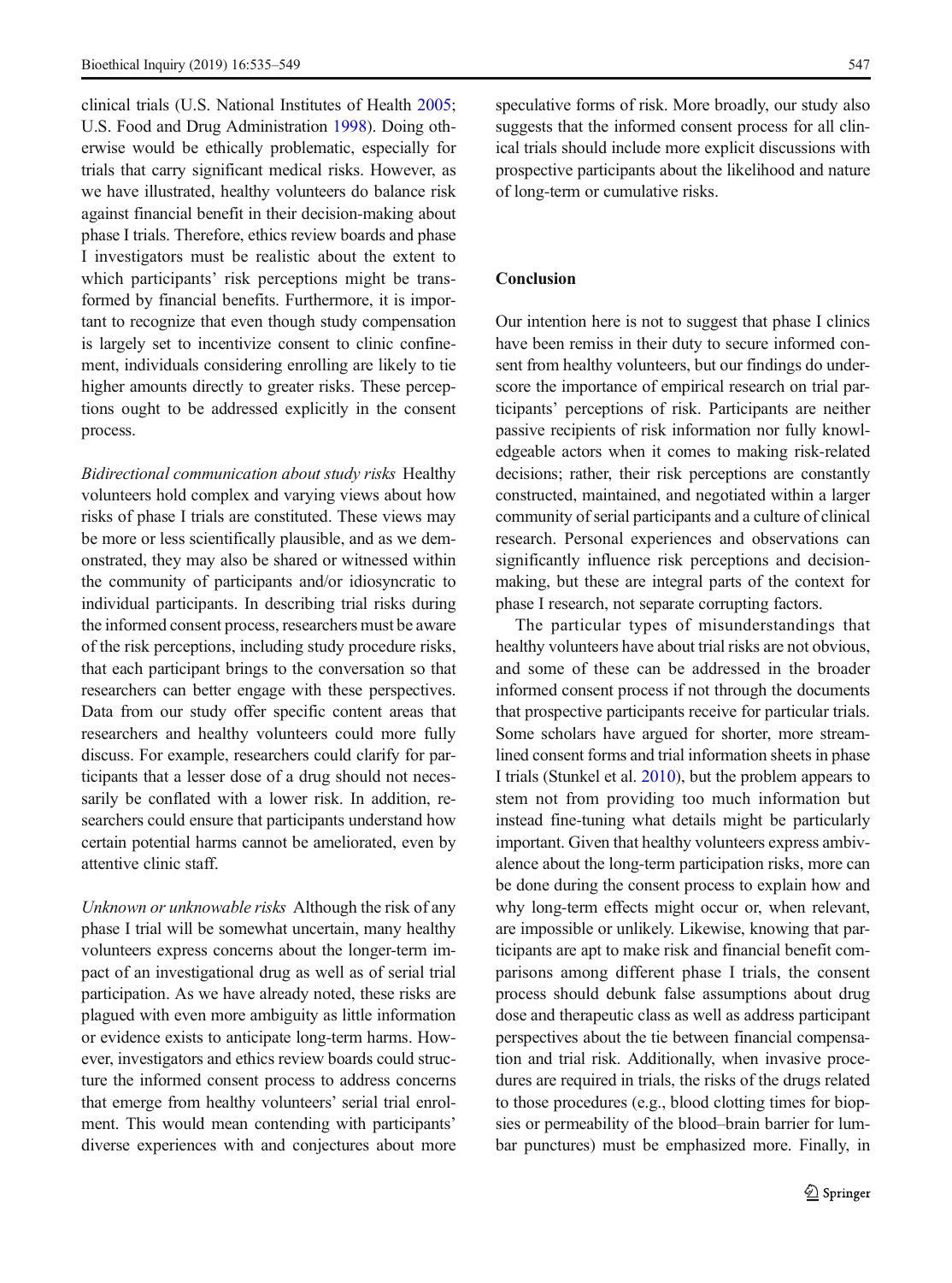clinical trials (U.S. National Institutes of Health 2005; U.S. Food and Drug Administration 1998). Doing otherwise would be ethically problematic, especially for trials that carry significant medical risks. However, as we have illustrated, healthy volunteers do balance risk against financial benefit in their decision-making about phase I trials. Therefore, ethics review boards and phase I investigators must be realistic about the extent to which participants' risk perceptions might be transformed by financial benefits. Furthermore, it is important to recognize that even though study compensation is largely set to incentivize consent to clinic confinement, individuals considering enrolling are likely to tie higher amounts directly to greater risks. These perceptions ought to be addressed explicitly in the consent process.

*Bidirectional communication about study risks* Healthy volunteers hold complex and varying views about how risks of phase I trials are constituted. These views may be more or less scientifically plausible, and as we demonstrated, they may also be shared or witnessed within the community of participants and/or idiosyncratic to individual participants. In describing trial risks during the informed consent process, researchers must be aware of the risk perceptions, including study procedure risks, that each participant brings to the conversation so that researchers can better engage with these perspectives. Data from our study offer specific content areas that researchers and healthy volunteers could more fully discuss. For example, researchers could clarify for participants that a lesser dose of a drug should not necessarily be conflated with a lower risk. In addition, researchers could ensure that participants understand how certain potential harms cannot be ameliorated, even by attentive clinic staff.

*Unknown or unknowable risks* Although the risk of any phase I trial will be somewhat uncertain, many healthy volunteers express concerns about the longer-term impact of an investigational drug as well as of serial trial participation. As we have already noted, these risks are plagued with even more ambiguity as little information or evidence exists to anticipate long-term harms. However, investigators and ethics review boards could structure the informed consent process to address concerns that emerge from healthy volunteers' serial trial enrolment. This would mean contending with participants' diverse experiences with and conjectures about more speculative forms of risk. More broadly, our study also suggests that the informed consent process for all clinical trials should include more explicit discussions with prospective participants about the likelihood and nature of long-term or cumulative risks.

## Conclusion

Our intention here is not to suggest that phase I clinics have been remiss in their duty to secure informed consent from healthy volunteers, but our findings do underscore the importance of empirical research on trial participants' perceptions of risk. Participants are neither passive recipients of risk information nor fully knowledgeable actors when it comes to making risk-related decisions; rather, their risk perceptions are constantly constructed, maintained, and negotiated within a larger community of serial participants and a culture of clinical research. Personal experiences and observations can significantly influence risk perceptions and decision-making, but these are integral parts of the context for phase I research, not separate corrupting factors.

The particular types of misunderstandings that healthy volunteers have about trial risks are not obvious, and some of these can be addressed in the broader informed consent process if not through the documents that prospective participants receive for particular trials. Some scholars have argued for shorter, more streamlined consent forms and trial information sheets in phase I trials (Stunkel et al. 2010), but the problem appears to stem not from providing too much information but instead fine-tuning what details might be particularly important. Given that healthy volunteers express ambivalence about the long-term participation risks, more can be done during the consent process to explain how and why long-term effects might occur or, when relevant, are impossible or unlikely. Likewise, knowing that participants are apt to make risk and financial benefit comparisons among different phase I trials, the consent process should debunk false assumptions about drug dose and therapeutic class as well as address participant perspectives about the tie between financial compensation and trial risk. Additionally, when invasive procedures are required in trials, the risks of the drugs related to those procedures (e.g., blood clotting times for biopsies or permeability of the blood–brain barrier for lumbar punctures) must be emphasized more. Finally, in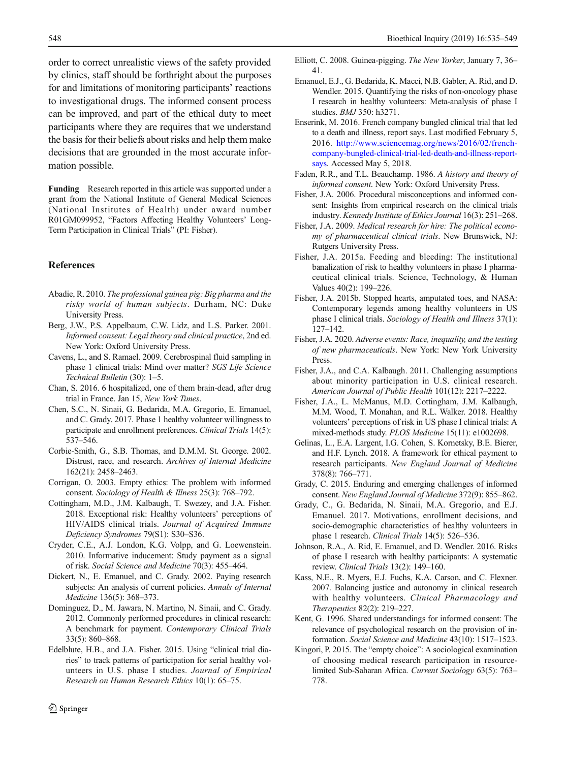order to correct unrealistic views of the safety provided by clinics, staff should be forthright about the purposes for and limitations of monitoring participants' reactions to investigational drugs. The informed consent process can be improved, and part of the ethical duty to meet participants where they are requires that we understand the basis for their beliefs about risks and help them make decisions that are grounded in the most accurate information possible.

**Funding** Research reported in this article was supported under a grant from the National Institute of General Medical Sciences (National Institutes of Health) under award number R01GM099952, "Factors Affecting Healthy Volunteers' Long-Term Participation in Clinical Trials" (PI: Fisher).

## References

Abadie, R. 2010. *The professional guinea pig: Big pharma and the risky world of human subjects*. Durham, NC: Duke University Press.

Berg, J.W., P.S. Appelbaum, C.W. Lidz, and L.S. Parker. 2001. *Informed consent: Legal theory and clinical practice*, 2nd ed. New York: Oxford University Press.

Cavens, L., and S. Ramael. 2009. Cerebrospinal fluid sampling in phase 1 clinical trials: Mind over matter? *SGS Life Science Technical Bulletin* (30): 1–5.

Chan, S. 2016. 6 hospitalized, one of them brain-dead, after drug trial in France. Jan 15, *New York Times*.

Chen, S.C., N. Sinaii, G. Bedarida, M.A. Gregorio, E. Emanuel, and C. Grady. 2017. Phase 1 healthy volunteer willingness to participate and enrollment preferences. *Clinical Trials* 14(5): 537–546.

Corbie-Smith, G., S.B. Thomas, and D.M.M. St. George. 2002. Distrust, race, and research. *Archives of Internal Medicine* 162(21): 2458–2463.

Corrigan, O. 2003. Empty ethics: The problem with informed consent. *Sociology of Health & Illness* 25(3): 768–792.

Cottingham, M.D., J.M. Kalbaugh, T. Swezey, and J.A. Fisher. 2018. Exceptional risk: Healthy volunteers' perceptions of HIV/AIDS clinical trials. *Journal of Acquired Immune Deficiency Syndromes* 79(S1): S30–S36.

Cryder, C.E., A.J. London, K.G. Volpp, and G. Loewenstein. 2010. Informative inducement: Study payment as a signal of risk. *Social Science and Medicine* 70(3): 455–464.

Dickert, N., E. Emanuel, and C. Grady. 2002. Paying research subjects: An analysis of current policies. *Annals of Internal Medicine* 136(5): 368–373.

Dominguez, D., M. Jawara, N. Martino, N. Sinaii, and C. Grady. 2012. Commonly performed procedures in clinical research: A benchmark for payment. *Contemporary Clinical Trials* 33(5): 860–868.

Edelblute, H.B., and J.A. Fisher. 2015. Using "clinical trial diaries" to track patterns of participation for serial healthy volunteers in U.S. phase I studies. *Journal of Empirical Research on Human Research Ethics* 10(1): 65–75.

Elliott, C. 2008. Guinea-pigging. *The New Yorker*, January 7, 36–41.

Emanuel, E.J., G. Bedarida, K. Macci, N.B. Gabler, A. Rid, and D. Wendler. 2015. Quantifying the risks of non-oncology phase I research in healthy volunteers: Meta-analysis of phase I studies. *BMJ* 350: h3271.

Enserink, M. 2016. French company bungled clinical trial that led to a death and illness, report says. Last modified February 5, 2016. http://www.sciencemag.org/news/2016/02/french-company-bungled-clinical-trial-led-death-and-illness-report-says. Accessed May 5, 2018.

Faden, R.R., and T.L. Beauchamp. 1986. *A history and theory of informed consent*. New York: Oxford University Press.

Fisher, J.A. 2006. Procedural misconceptions and informed consent: Insights from empirical research on the clinical trials industry. *Kennedy Institute of Ethics Journal* 16(3): 251–268.

Fisher, J.A. 2009. *Medical research for hire: The political economy of pharmaceutical clinical trials*. New Brunswick, NJ: Rutgers University Press.

Fisher, J.A. 2015a. Feeding and bleeding: The institutional banalization of risk to healthy volunteers in phase I pharmaceutical clinical trials. Science, Technology, & Human Values 40(2): 199–226.

Fisher, J.A. 2015b. Stopped hearts, amputated toes, and NASA: Contemporary legends among healthy volunteers in US phase I clinical trials. *Sociology of Health and Illness* 37(1): 127–142.

Fisher, J.A. 2020. *Adverse events: Race, inequality, and the testing of new pharmaceuticals*. New York: New York University Press.

Fisher, J.A., and C.A. Kalbaugh. 2011. Challenging assumptions about minority participation in U.S. clinical research. *American Journal of Public Health* 101(12): 2217–2222.

Fisher, J.A., L. McManus, M.D. Cottingham, J.M. Kalbaugh, M.M. Wood, T. Monahan, and R.L. Walker. 2018. Healthy volunteers' perceptions of risk in US phase I clinical trials: A mixed-methods study. *PLOS Medicine* 15(11): e1002698.

Gelinas, L., E.A. Largent, I.G. Cohen, S. Kornetsky, B.E. Bierer, and H.F. Lynch. 2018. A framework for ethical payment to research participants. *New England Journal of Medicine* 378(8): 766–771.

Grady, C. 2015. Enduring and emerging challenges of informed consent. *New England Journal of Medicine* 372(9): 855–862.

Grady, C., G. Bedarida, N. Sinaii, M.A. Gregorio, and E.J. Emanuel. 2017. Motivations, enrollment decisions, and socio-demographic characteristics of healthy volunteers in phase 1 research. *Clinical Trials* 14(5): 526–536.

Johnson, R.A., A. Rid, E. Emanuel, and D. Wendler. 2016. Risks of phase I research with healthy participants: A systematic review. *Clinical Trials* 13(2): 149–160.

Kass, N.E., R. Myers, E.J. Fuchs, K.A. Carson, and C. Flexner. 2007. Balancing justice and autonomy in clinical research with healthy volunteers. *Clinical Pharmacology and Therapeutics* 82(2): 219–227.

Kent, G. 1996. Shared understandings for informed consent: The relevance of psychological research on the provision of information. *Social Science and Medicine* 43(10): 1517–1523.

Kingori, P. 2015. The "empty choice": A sociological examination of choosing medical research participation in resource-limited Sub-Saharan Africa. *Current Sociology* 63(5): 763–778.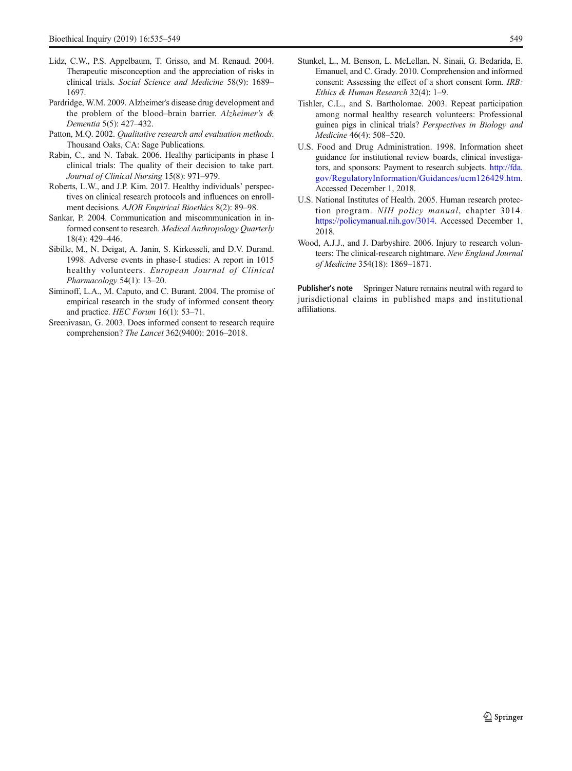Lidz, C.W., P.S. Appelbaum, T. Grisso, and M. Renaud. 2004. Therapeutic misconception and the appreciation of risks in clinical trials. *Social Science and Medicine* 58(9): 1689–1697.

Pardridge, W.M. 2009. Alzheimer's disease drug development and the problem of the blood–brain barrier. *Alzheimer's & Dementia* 5(5): 427–432.

Patton, M.Q. 2002. *Qualitative research and evaluation methods*. Thousand Oaks, CA: Sage Publications.

Rabin, C., and N. Tabak. 2006. Healthy participants in phase I clinical trials: The quality of their decision to take part. *Journal of Clinical Nursing* 15(8): 971–979.

Roberts, L.W., and J.P. Kim. 2017. Healthy individuals' perspectives on clinical research protocols and influences on enrollment decisions. *AJOB Empirical Bioethics* 8(2): 89–98.

Sankar, P. 2004. Communication and miscommunication in informed consent to research. *Medical Anthropology Quarterly* 18(4): 429–446.

Sibille, M., N. Deigat, A. Janin, S. Kirkesseli, and D.V. Durand. 1998. Adverse events in phase-I studies: A report in 1015 healthy volunteers. *European Journal of Clinical Pharmacology* 54(1): 13–20.

Siminoff, L.A., M. Caputo, and C. Burant. 2004. The promise of empirical research in the study of informed consent theory and practice. *HEC Forum* 16(1): 53–71.

Sreenivasan, G. 2003. Does informed consent to research require comprehension? *The Lancet* 362(9400): 2016–2018.

Stunkel, L., M. Benson, L. McLellan, N. Sinaii, G. Bedarida, E. Emanuel, and C. Grady. 2010. Comprehension and informed consent: Assessing the effect of a short consent form. *IRB: Ethics & Human Research* 32(4): 1–9.

Tishler, C.L., and S. Bartholomae. 2003. Repeat participation among normal healthy research volunteers: Professional guinea pigs in clinical trials? *Perspectives in Biology and Medicine* 46(4): 508–520.

U.S. Food and Drug Administration. 1998. Information sheet guidance for institutional review boards, clinical investigators, and sponsors: Payment to research subjects. http://fda.gov/RegulatoryInformation/Guidances/ucm126429.htm. Accessed December 1, 2018.

U.S. National Institutes of Health. 2005. Human research protection program. *NIH policy manual*, chapter 3014. https://policymanual.nih.gov/3014. Accessed December 1, 2018.

Wood, A.J.J., and J. Darbyshire. 2006. Injury to research volunteers: The clinical-research nightmare. *New England Journal of Medicine* 354(18): 1869–1871.

**Publisher's note** Springer Nature remains neutral with regard to jurisdictional claims in published maps and institutional affiliations.